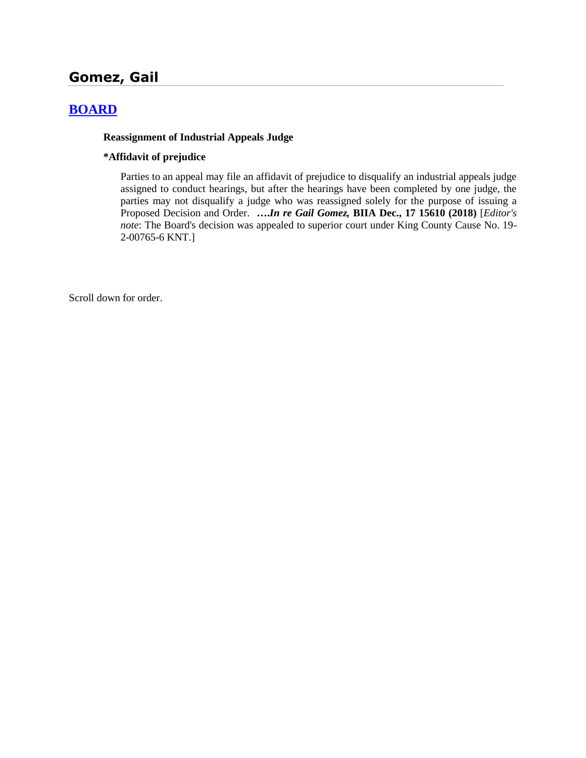## Gomez, Gail

## [BOARD]

**Reassignment of Industrial Appeals Judge**

**\*Affidavit of prejudice**

Parties to an appeal may file an affidavit of prejudice to disqualify an industrial appeals judge assigned to conduct hearings, but after the hearings have been completed by one judge, the parties may not disqualify a judge who was reassigned solely for the purpose of issuing a Proposed Decision and Order. ***….In re Gail Gomez,*** **BIIA Dec., 17 15610 (2018)** [*Editor's note*: The Board's decision was appealed to superior court under King County Cause No. 19-2-00765-6 KNT.]

Scroll down for order.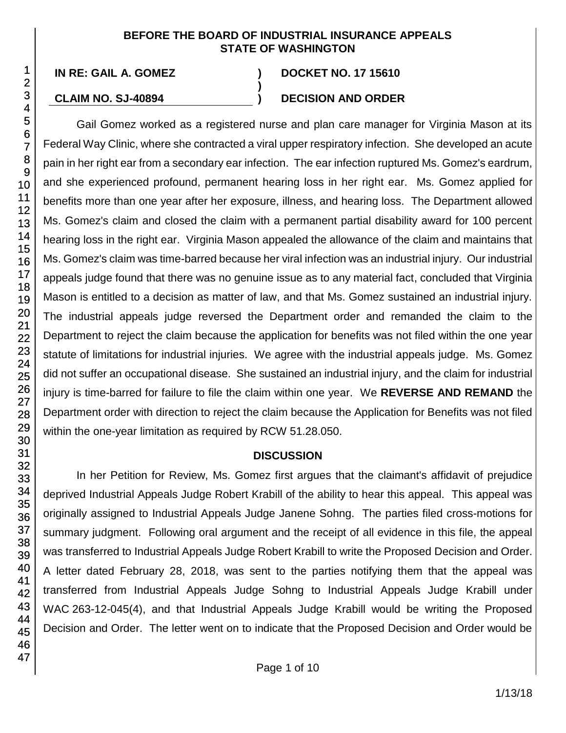**BEFORE THE BOARD OF INDUSTRIAL INSURANCE APPEALS STATE OF WASHINGTON**

| | | |
|---|---|---|
| **IN RE: GAIL A. GOMEZ** | **)** | **DOCKET NO. 17 15610** |
| | **)** | |
| **CLAIM NO. SJ-40894** | **)** | **DECISION AND ORDER** |

Gail Gomez worked as a registered nurse and plan care manager for Virginia Mason at its Federal Way Clinic, where she contracted a viral upper respiratory infection. She developed an acute pain in her right ear from a secondary ear infection. The ear infection ruptured Ms. Gomez's eardrum, and she experienced profound, permanent hearing loss in her right ear. Ms. Gomez applied for benefits more than one year after her exposure, illness, and hearing loss. The Department allowed Ms. Gomez's claim and closed the claim with a permanent partial disability award for 100 percent hearing loss in the right ear. Virginia Mason appealed the allowance of the claim and maintains that Ms. Gomez's claim was time-barred because her viral infection was an industrial injury. Our industrial appeals judge found that there was no genuine issue as to any material fact, concluded that Virginia Mason is entitled to a decision as matter of law, and that Ms. Gomez sustained an industrial injury. The industrial appeals judge reversed the Department order and remanded the claim to the Department to reject the claim because the application for benefits was not filed within the one year statute of limitations for industrial injuries. We agree with the industrial appeals judge. Ms. Gomez did not suffer an occupational disease. She sustained an industrial injury, and the claim for industrial injury is time-barred for failure to file the claim within one year. We **REVERSE AND REMAND** the Department order with direction to reject the claim because the Application for Benefits was not filed within the one-year limitation as required by RCW 51.28.050.

## DISCUSSION

In her Petition for Review, Ms. Gomez first argues that the claimant's affidavit of prejudice deprived Industrial Appeals Judge Robert Krabill of the ability to hear this appeal. This appeal was originally assigned to Industrial Appeals Judge Janene Sohng. The parties filed cross-motions for summary judgment. Following oral argument and the receipt of all evidence in this file, the appeal was transferred to Industrial Appeals Judge Robert Krabill to write the Proposed Decision and Order. A letter dated February 28, 2018, was sent to the parties notifying them that the appeal was transferred from Industrial Appeals Judge Sohng to Industrial Appeals Judge Krabill under WAC 263-12-045(4), and that Industrial Appeals Judge Krabill would be writing the Proposed Decision and Order. The letter went on to indicate that the Proposed Decision and Order would be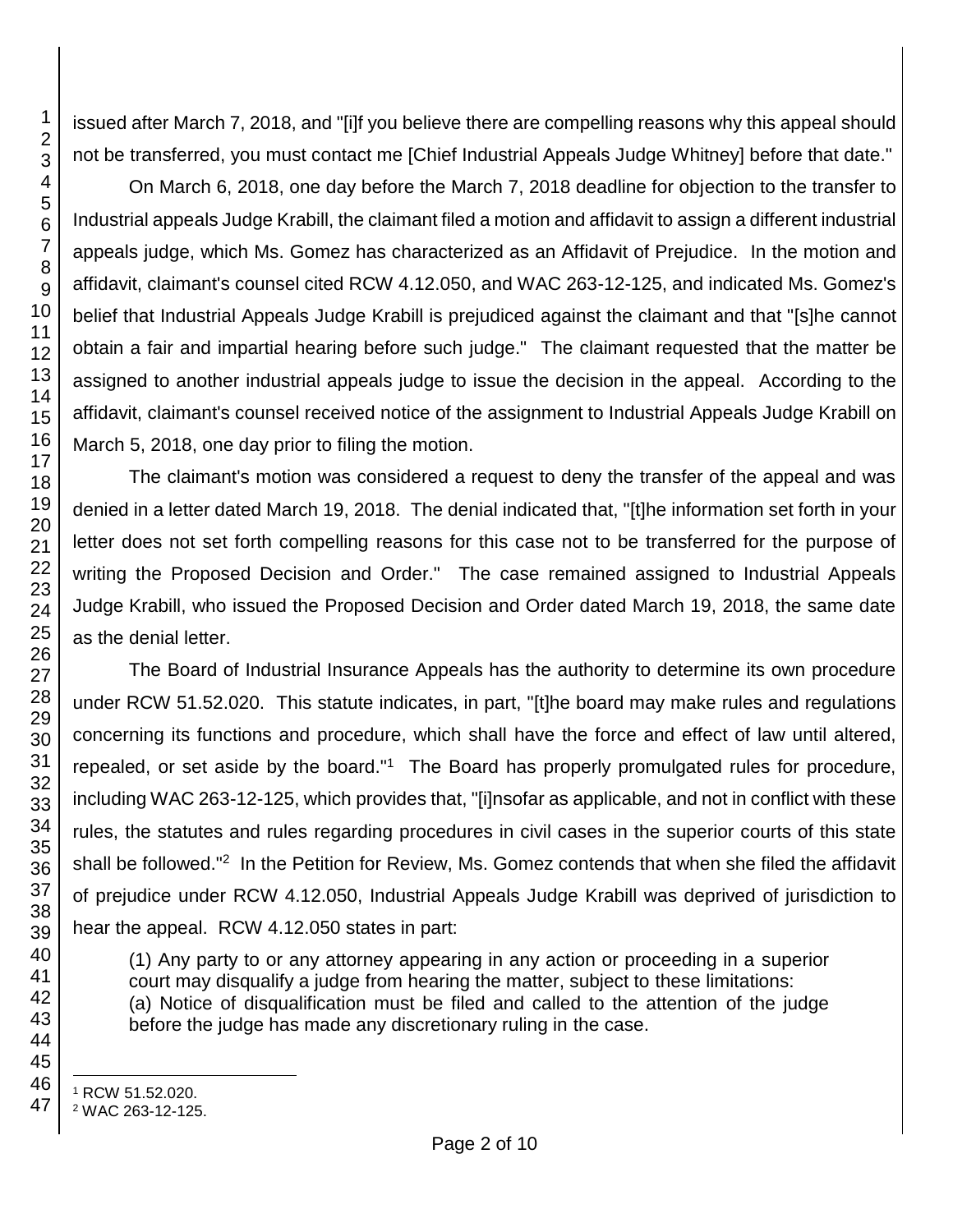issued after March 7, 2018, and "[i]f you believe there are compelling reasons why this appeal should not be transferred, you must contact me [Chief Industrial Appeals Judge Whitney] before that date."

On March 6, 2018, one day before the March 7, 2018 deadline for objection to the transfer to Industrial appeals Judge Krabill, the claimant filed a motion and affidavit to assign a different industrial appeals judge, which Ms. Gomez has characterized as an Affidavit of Prejudice. In the motion and affidavit, claimant's counsel cited RCW 4.12.050, and WAC 263-12-125, and indicated Ms. Gomez's belief that Industrial Appeals Judge Krabill is prejudiced against the claimant and that "[s]he cannot obtain a fair and impartial hearing before such judge." The claimant requested that the matter be assigned to another industrial appeals judge to issue the decision in the appeal. According to the affidavit, claimant's counsel received notice of the assignment to Industrial Appeals Judge Krabill on March 5, 2018, one day prior to filing the motion.

The claimant's motion was considered a request to deny the transfer of the appeal and was denied in a letter dated March 19, 2018. The denial indicated that, "[t]he information set forth in your letter does not set forth compelling reasons for this case not to be transferred for the purpose of writing the Proposed Decision and Order." The case remained assigned to Industrial Appeals Judge Krabill, who issued the Proposed Decision and Order dated March 19, 2018, the same date as the denial letter.

The Board of Industrial Insurance Appeals has the authority to determine its own procedure under RCW 51.52.020. This statute indicates, in part, "[t]he board may make rules and regulations concerning its functions and procedure, which shall have the force and effect of law until altered, repealed, or set aside by the board."[1] The Board has properly promulgated rules for procedure, including WAC 263-12-125, which provides that, "[i]nsofar as applicable, and not in conflict with these rules, the statutes and rules regarding procedures in civil cases in the superior courts of this state shall be followed."[2] In the Petition for Review, Ms. Gomez contends that when she filed the affidavit of prejudice under RCW 4.12.050, Industrial Appeals Judge Krabill was deprived of jurisdiction to hear the appeal. RCW 4.12.050 states in part:

> (1) Any party to or any attorney appearing in any action or proceeding in a superior court may disqualify a judge from hearing the matter, subject to these limitations:
> (a) Notice of disqualification must be filed and called to the attention of the judge before the judge has made any discretionary ruling in the case.

[1] RCW 51.52.020.
[2] WAC 263-12-125.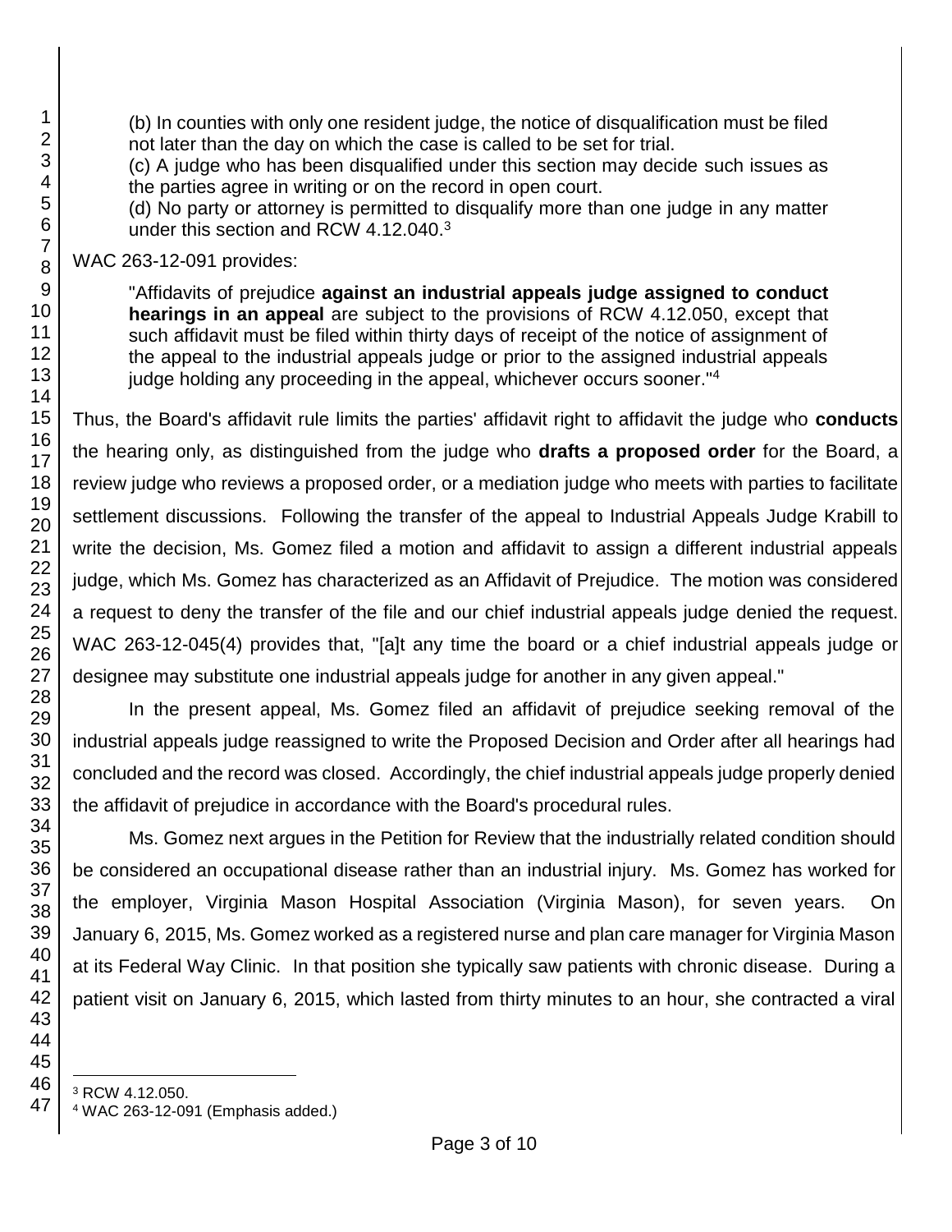(b) In counties with only one resident judge, the notice of disqualification must be filed not later than the day on which the case is called to be set for trial.
(c) A judge who has been disqualified under this section may decide such issues as the parties agree in writing or on the record in open court.
(d) No party or attorney is permitted to disqualify more than one judge in any matter under this section and RCW 4.12.040.[3]

WAC 263-12-091 provides:

> "Affidavits of prejudice **against an industrial appeals judge assigned to conduct hearings in an appeal** are subject to the provisions of RCW 4.12.050, except that such affidavit must be filed within thirty days of receipt of the notice of assignment of the appeal to the industrial appeals judge or prior to the assigned industrial appeals judge holding any proceeding in the appeal, whichever occurs sooner."[4]

Thus, the Board's affidavit rule limits the parties' affidavit right to affidavit the judge who **conducts** the hearing only, as distinguished from the judge who **drafts a proposed order** for the Board, a review judge who reviews a proposed order, or a mediation judge who meets with parties to facilitate settlement discussions. Following the transfer of the appeal to Industrial Appeals Judge Krabill to write the decision, Ms. Gomez filed a motion and affidavit to assign a different industrial appeals judge, which Ms. Gomez has characterized as an Affidavit of Prejudice. The motion was considered a request to deny the transfer of the file and our chief industrial appeals judge denied the request. WAC 263-12-045(4) provides that, "[a]t any time the board or a chief industrial appeals judge or designee may substitute one industrial appeals judge for another in any given appeal."

In the present appeal, Ms. Gomez filed an affidavit of prejudice seeking removal of the industrial appeals judge reassigned to write the Proposed Decision and Order after all hearings had concluded and the record was closed. Accordingly, the chief industrial appeals judge properly denied the affidavit of prejudice in accordance with the Board's procedural rules.

Ms. Gomez next argues in the Petition for Review that the industrially related condition should be considered an occupational disease rather than an industrial injury. Ms. Gomez has worked for the employer, Virginia Mason Hospital Association (Virginia Mason), for seven years. On January 6, 2015, Ms. Gomez worked as a registered nurse and plan care manager for Virginia Mason at its Federal Way Clinic. In that position she typically saw patients with chronic disease. During a patient visit on January 6, 2015, which lasted from thirty minutes to an hour, she contracted a viral

---

[3] RCW 4.12.050.

[4] WAC 263-12-091 (Emphasis added.)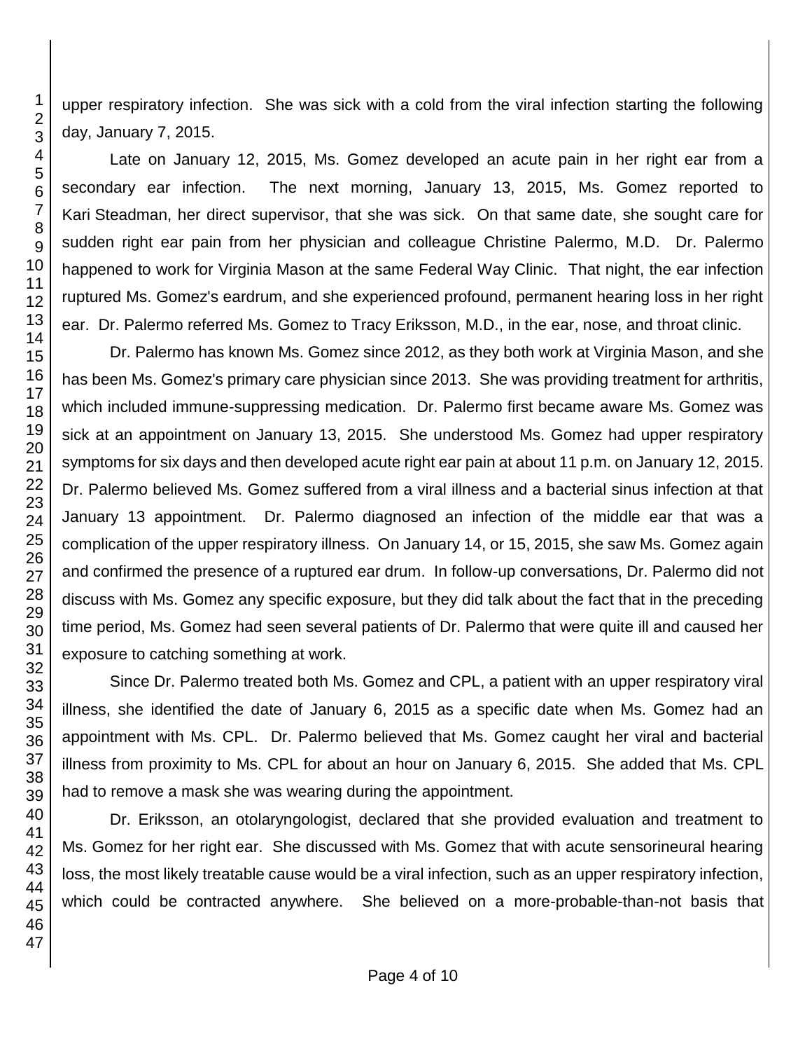upper respiratory infection. She was sick with a cold from the viral infection starting the following day, January 7, 2015.

Late on January 12, 2015, Ms. Gomez developed an acute pain in her right ear from a secondary ear infection. The next morning, January 13, 2015, Ms. Gomez reported to Kari Steadman, her direct supervisor, that she was sick. On that same date, she sought care for sudden right ear pain from her physician and colleague Christine Palermo, M.D. Dr. Palermo happened to work for Virginia Mason at the same Federal Way Clinic. That night, the ear infection ruptured Ms. Gomez's eardrum, and she experienced profound, permanent hearing loss in her right ear. Dr. Palermo referred Ms. Gomez to Tracy Eriksson, M.D., in the ear, nose, and throat clinic.

Dr. Palermo has known Ms. Gomez since 2012, as they both work at Virginia Mason, and she has been Ms. Gomez's primary care physician since 2013. She was providing treatment for arthritis, which included immune-suppressing medication. Dr. Palermo first became aware Ms. Gomez was sick at an appointment on January 13, 2015. She understood Ms. Gomez had upper respiratory symptoms for six days and then developed acute right ear pain at about 11 p.m. on January 12, 2015. Dr. Palermo believed Ms. Gomez suffered from a viral illness and a bacterial sinus infection at that January 13 appointment. Dr. Palermo diagnosed an infection of the middle ear that was a complication of the upper respiratory illness. On January 14, or 15, 2015, she saw Ms. Gomez again and confirmed the presence of a ruptured ear drum. In follow-up conversations, Dr. Palermo did not discuss with Ms. Gomez any specific exposure, but they did talk about the fact that in the preceding time period, Ms. Gomez had seen several patients of Dr. Palermo that were quite ill and caused her exposure to catching something at work.

Since Dr. Palermo treated both Ms. Gomez and CPL, a patient with an upper respiratory viral illness, she identified the date of January 6, 2015 as a specific date when Ms. Gomez had an appointment with Ms. CPL. Dr. Palermo believed that Ms. Gomez caught her viral and bacterial illness from proximity to Ms. CPL for about an hour on January 6, 2015. She added that Ms. CPL had to remove a mask she was wearing during the appointment.

Dr. Eriksson, an otolaryngologist, declared that she provided evaluation and treatment to Ms. Gomez for her right ear. She discussed with Ms. Gomez that with acute sensorineural hearing loss, the most likely treatable cause would be a viral infection, such as an upper respiratory infection, which could be contracted anywhere. She believed on a more-probable-than-not basis that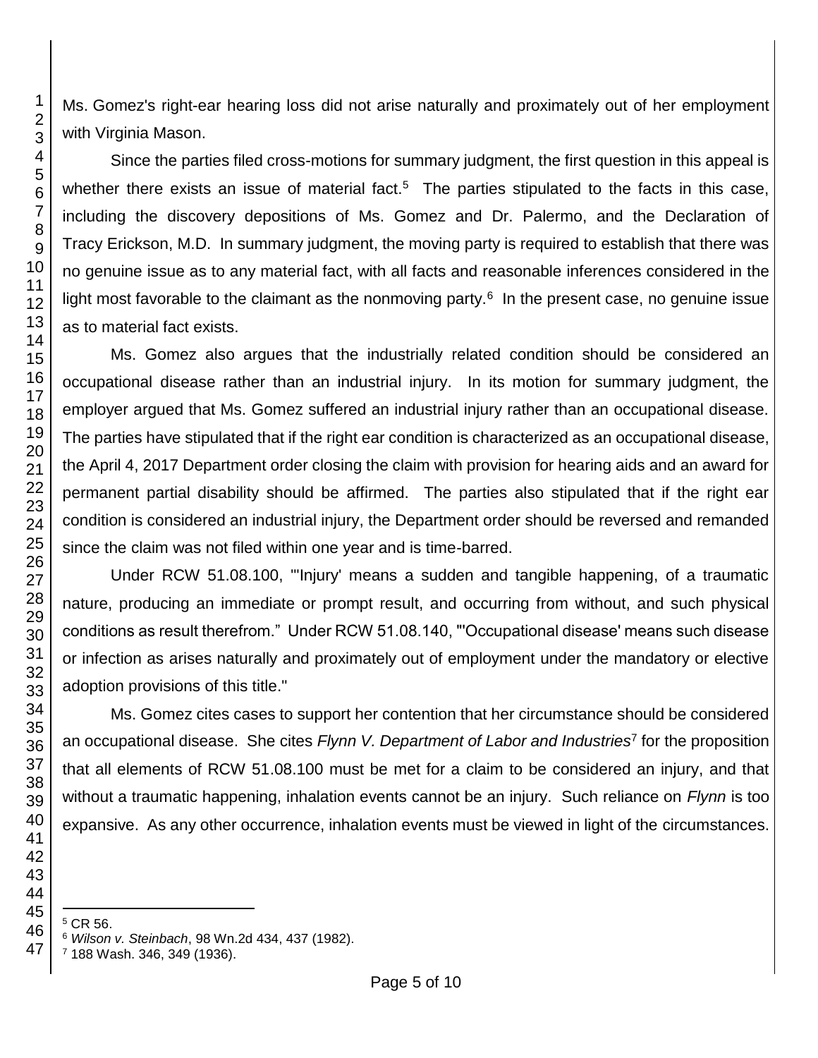Ms. Gomez's right-ear hearing loss did not arise naturally and proximately out of her employment with Virginia Mason.

Since the parties filed cross-motions for summary judgment, the first question in this appeal is whether there exists an issue of material fact.[5] The parties stipulated to the facts in this case, including the discovery depositions of Ms. Gomez and Dr. Palermo, and the Declaration of Tracy Erickson, M.D. In summary judgment, the moving party is required to establish that there was no genuine issue as to any material fact, with all facts and reasonable inferences considered in the light most favorable to the claimant as the nonmoving party.[6] In the present case, no genuine issue as to material fact exists.

Ms. Gomez also argues that the industrially related condition should be considered an occupational disease rather than an industrial injury. In its motion for summary judgment, the employer argued that Ms. Gomez suffered an industrial injury rather than an occupational disease. The parties have stipulated that if the right ear condition is characterized as an occupational disease, the April 4, 2017 Department order closing the claim with provision for hearing aids and an award for permanent partial disability should be affirmed. The parties also stipulated that if the right ear condition is considered an industrial injury, the Department order should be reversed and remanded since the claim was not filed within one year and is time-barred.

Under RCW 51.08.100, "'Injury' means a sudden and tangible happening, of a traumatic nature, producing an immediate or prompt result, and occurring from without, and such physical conditions as result therefrom." Under RCW 51.08.140, "'Occupational disease' means such disease or infection as arises naturally and proximately out of employment under the mandatory or elective adoption provisions of this title."

Ms. Gomez cites cases to support her contention that her circumstance should be considered an occupational disease. She cites *Flynn V. Department of Labor and Industries*[7] for the proposition that all elements of RCW 51.08.100 must be met for a claim to be considered an injury, and that without a traumatic happening, inhalation events cannot be an injury. Such reliance on *Flynn* is too expansive. As any other occurrence, inhalation events must be viewed in light of the circumstances.

---

[5] CR 56.

[6] *Wilson v. Steinbach*, 98 Wn.2d 434, 437 (1982).

[7] 188 Wash. 346, 349 (1936).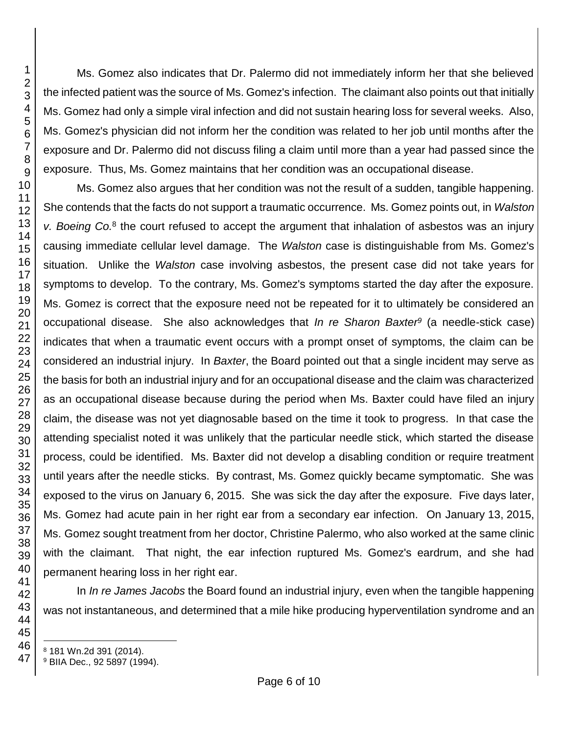Ms. Gomez also indicates that Dr. Palermo did not immediately inform her that she believed the infected patient was the source of Ms. Gomez's infection. The claimant also points out that initially Ms. Gomez had only a simple viral infection and did not sustain hearing loss for several weeks. Also, Ms. Gomez's physician did not inform her the condition was related to her job until months after the exposure and Dr. Palermo did not discuss filing a claim until more than a year had passed since the exposure. Thus, Ms. Gomez maintains that her condition was an occupational disease.

Ms. Gomez also argues that her condition was not the result of a sudden, tangible happening. She contends that the facts do not support a traumatic occurrence. Ms. Gomez points out, in *Walston v. Boeing Co.*[8] the court refused to accept the argument that inhalation of asbestos was an injury causing immediate cellular level damage. The *Walston* case is distinguishable from Ms. Gomez's situation. Unlike the *Walston* case involving asbestos, the present case did not take years for symptoms to develop. To the contrary, Ms. Gomez's symptoms started the day after the exposure. Ms. Gomez is correct that the exposure need not be repeated for it to ultimately be considered an occupational disease. She also acknowledges that *In re Sharon Baxter*[9] (a needle-stick case) indicates that when a traumatic event occurs with a prompt onset of symptoms, the claim can be considered an industrial injury. In *Baxter*, the Board pointed out that a single incident may serve as the basis for both an industrial injury and for an occupational disease and the claim was characterized as an occupational disease because during the period when Ms. Baxter could have filed an injury claim, the disease was not yet diagnosable based on the time it took to progress. In that case the attending specialist noted it was unlikely that the particular needle stick, which started the disease process, could be identified. Ms. Baxter did not develop a disabling condition or require treatment until years after the needle sticks. By contrast, Ms. Gomez quickly became symptomatic. She was exposed to the virus on January 6, 2015. She was sick the day after the exposure. Five days later, Ms. Gomez had acute pain in her right ear from a secondary ear infection. On January 13, 2015, Ms. Gomez sought treatment from her doctor, Christine Palermo, who also worked at the same clinic with the claimant. That night, the ear infection ruptured Ms. Gomez's eardrum, and she had permanent hearing loss in her right ear.

In *In re James Jacobs* the Board found an industrial injury, even when the tangible happening was not instantaneous, and determined that a mile hike producing hyperventilation syndrome and an

---

[8] 181 Wn.2d 391 (2014).

[9] BIIA Dec., 92 5897 (1994).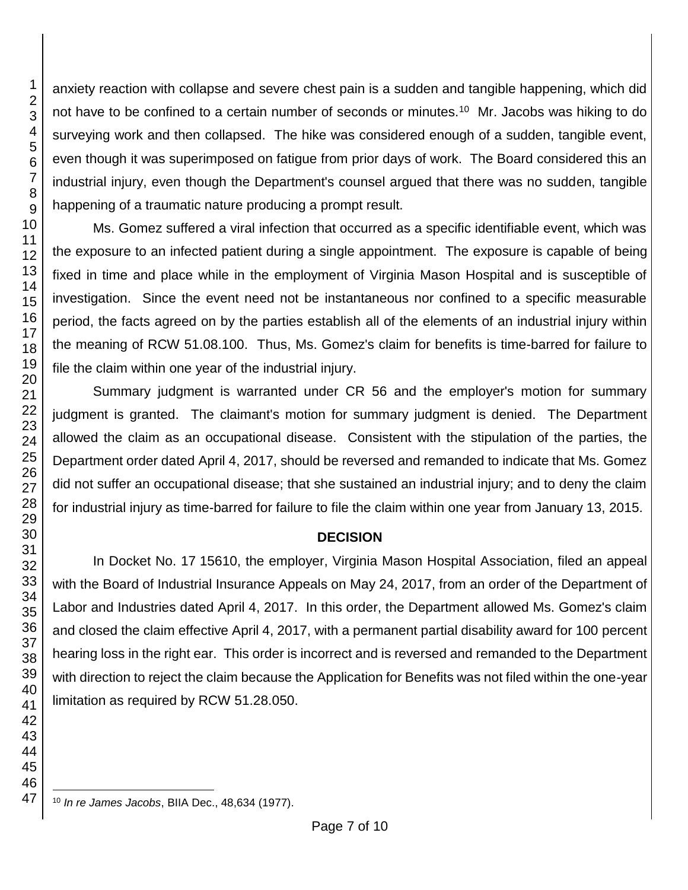anxiety reaction with collapse and severe chest pain is a sudden and tangible happening, which did not have to be confined to a certain number of seconds or minutes.[10] Mr. Jacobs was hiking to do surveying work and then collapsed. The hike was considered enough of a sudden, tangible event, even though it was superimposed on fatigue from prior days of work. The Board considered this an industrial injury, even though the Department's counsel argued that there was no sudden, tangible happening of a traumatic nature producing a prompt result.

Ms. Gomez suffered a viral infection that occurred as a specific identifiable event, which was the exposure to an infected patient during a single appointment. The exposure is capable of being fixed in time and place while in the employment of Virginia Mason Hospital and is susceptible of investigation. Since the event need not be instantaneous nor confined to a specific measurable period, the facts agreed on by the parties establish all of the elements of an industrial injury within the meaning of RCW 51.08.100. Thus, Ms. Gomez's claim for benefits is time-barred for failure to file the claim within one year of the industrial injury.

Summary judgment is warranted under CR 56 and the employer's motion for summary judgment is granted. The claimant's motion for summary judgment is denied. The Department allowed the claim as an occupational disease. Consistent with the stipulation of the parties, the Department order dated April 4, 2017, should be reversed and remanded to indicate that Ms. Gomez did not suffer an occupational disease; that she sustained an industrial injury; and to deny the claim for industrial injury as time-barred for failure to file the claim within one year from January 13, 2015.

## DECISION

In Docket No. 17 15610, the employer, Virginia Mason Hospital Association, filed an appeal with the Board of Industrial Insurance Appeals on May 24, 2017, from an order of the Department of Labor and Industries dated April 4, 2017. In this order, the Department allowed Ms. Gomez's claim and closed the claim effective April 4, 2017, with a permanent partial disability award for 100 percent hearing loss in the right ear. This order is incorrect and is reversed and remanded to the Department with direction to reject the claim because the Application for Benefits was not filed within the one-year limitation as required by RCW 51.28.050.

---

[10] *In re James Jacobs*, BIIA Dec., 48,634 (1977).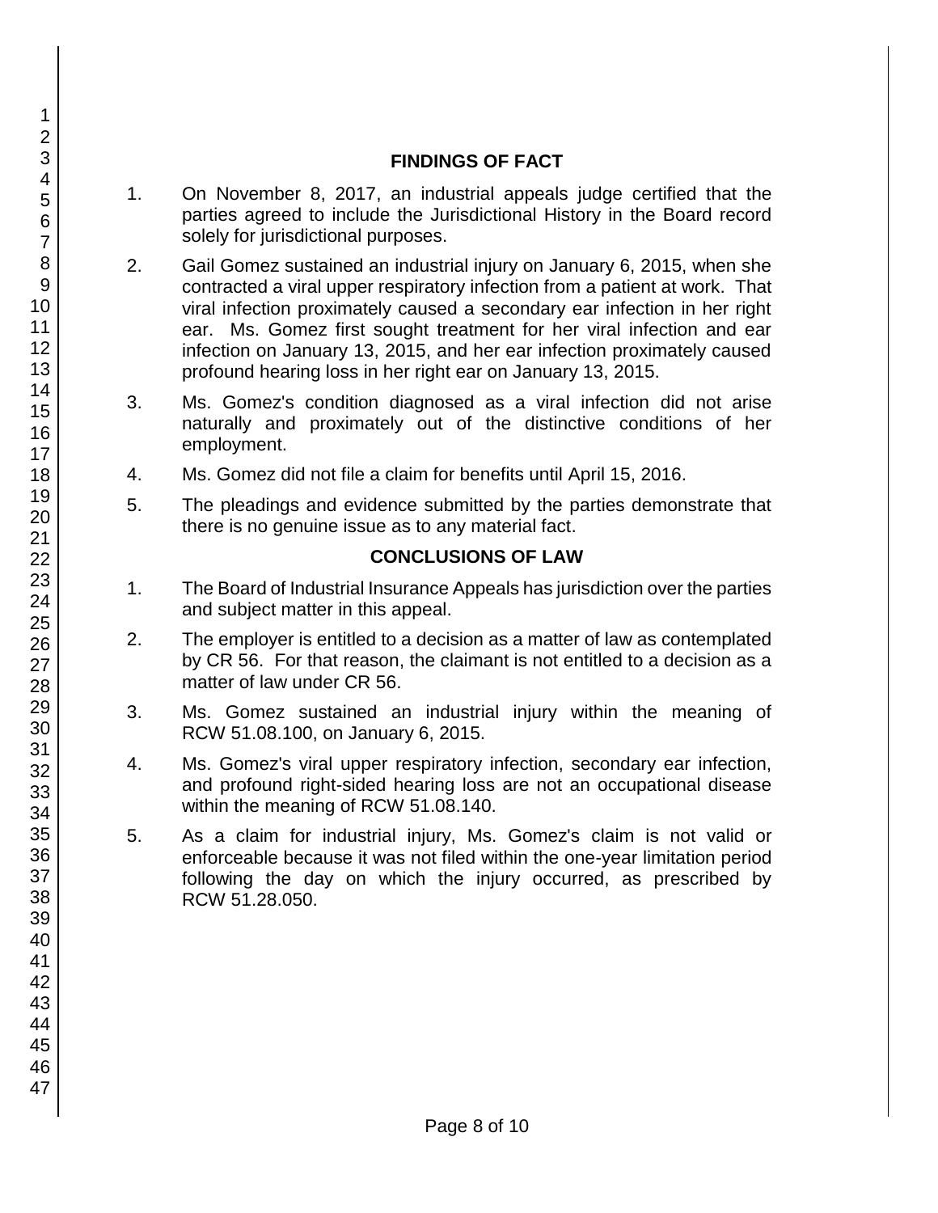## FINDINGS OF FACT

1. On November 8, 2017, an industrial appeals judge certified that the parties agreed to include the Jurisdictional History in the Board record solely for jurisdictional purposes.

2. Gail Gomez sustained an industrial injury on January 6, 2015, when she contracted a viral upper respiratory infection from a patient at work. That viral infection proximately caused a secondary ear infection in her right ear. Ms. Gomez first sought treatment for her viral infection and ear infection on January 13, 2015, and her ear infection proximately caused profound hearing loss in her right ear on January 13, 2015.

3. Ms. Gomez's condition diagnosed as a viral infection did not arise naturally and proximately out of the distinctive conditions of her employment.

4. Ms. Gomez did not file a claim for benefits until April 15, 2016.

5. The pleadings and evidence submitted by the parties demonstrate that there is no genuine issue as to any material fact.

## CONCLUSIONS OF LAW

1. The Board of Industrial Insurance Appeals has jurisdiction over the parties and subject matter in this appeal.

2. The employer is entitled to a decision as a matter of law as contemplated by CR 56. For that reason, the claimant is not entitled to a decision as a matter of law under CR 56.

3. Ms. Gomez sustained an industrial injury within the meaning of RCW 51.08.100, on January 6, 2015.

4. Ms. Gomez's viral upper respiratory infection, secondary ear infection, and profound right-sided hearing loss are not an occupational disease within the meaning of RCW 51.08.140.

5. As a claim for industrial injury, Ms. Gomez's claim is not valid or enforceable because it was not filed within the one-year limitation period following the day on which the injury occurred, as prescribed by RCW 51.28.050.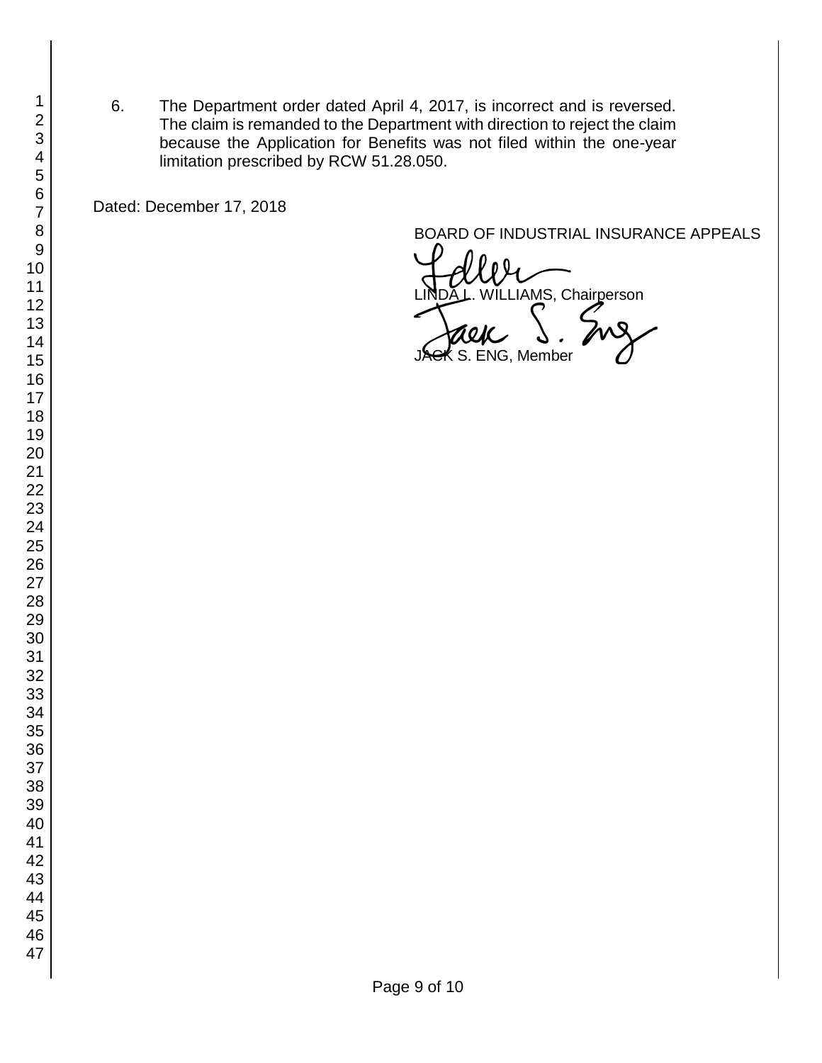6. The Department order dated April 4, 2017, is incorrect and is reversed. The claim is remanded to the Department with direction to reject the claim because the Application for Benefits was not filed within the one-year limitation prescribed by RCW 51.28.050.

Dated: December 17, 2018

BOARD OF INDUSTRIAL INSURANCE APPEALS

LINDA L. WILLIAMS, Chairperson

JACK S. ENG, Member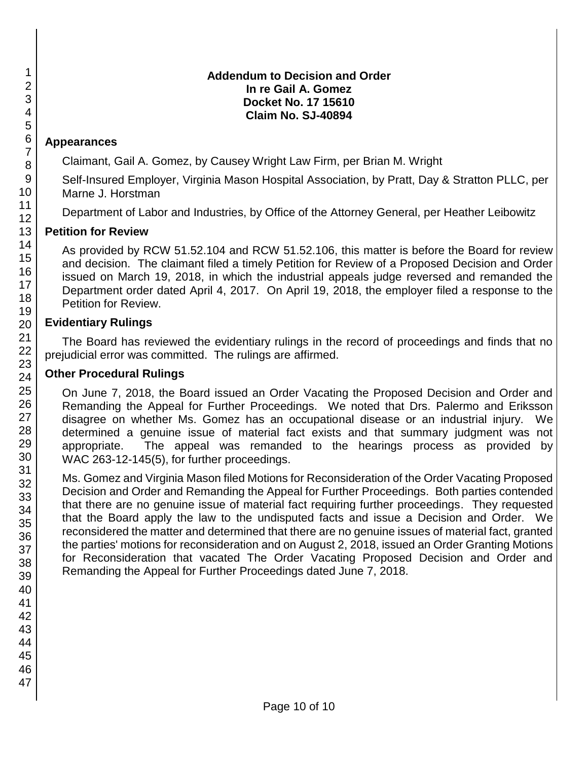**Addendum to Decision and Order**
**In re Gail A. Gomez**
**Docket No. 17 15610**
**Claim No. SJ-40894**

## Appearances

Claimant, Gail A. Gomez, by Causey Wright Law Firm, per Brian M. Wright

Self-Insured Employer, Virginia Mason Hospital Association, by Pratt, Day & Stratton PLLC, per Marne J. Horstman

Department of Labor and Industries, by Office of the Attorney General, per Heather Leibowitz

## Petition for Review

As provided by RCW 51.52.104 and RCW 51.52.106, this matter is before the Board for review and decision. The claimant filed a timely Petition for Review of a Proposed Decision and Order issued on March 19, 2018, in which the industrial appeals judge reversed and remanded the Department order dated April 4, 2017. On April 19, 2018, the employer filed a response to the Petition for Review.

## Evidentiary Rulings

The Board has reviewed the evidentiary rulings in the record of proceedings and finds that no prejudicial error was committed. The rulings are affirmed.

## Other Procedural Rulings

On June 7, 2018, the Board issued an Order Vacating the Proposed Decision and Order and Remanding the Appeal for Further Proceedings. We noted that Drs. Palermo and Eriksson disagree on whether Ms. Gomez has an occupational disease or an industrial injury. We determined a genuine issue of material fact exists and that summary judgment was not appropriate. The appeal was remanded to the hearings process as provided by WAC 263-12-145(5), for further proceedings.

Ms. Gomez and Virginia Mason filed Motions for Reconsideration of the Order Vacating Proposed Decision and Order and Remanding the Appeal for Further Proceedings. Both parties contended that there are no genuine issue of material fact requiring further proceedings. They requested that the Board apply the law to the undisputed facts and issue a Decision and Order. We reconsidered the matter and determined that there are no genuine issues of material fact, granted the parties' motions for reconsideration and on August 2, 2018, issued an Order Granting Motions for Reconsideration that vacated The Order Vacating Proposed Decision and Order and Remanding the Appeal for Further Proceedings dated June 7, 2018.